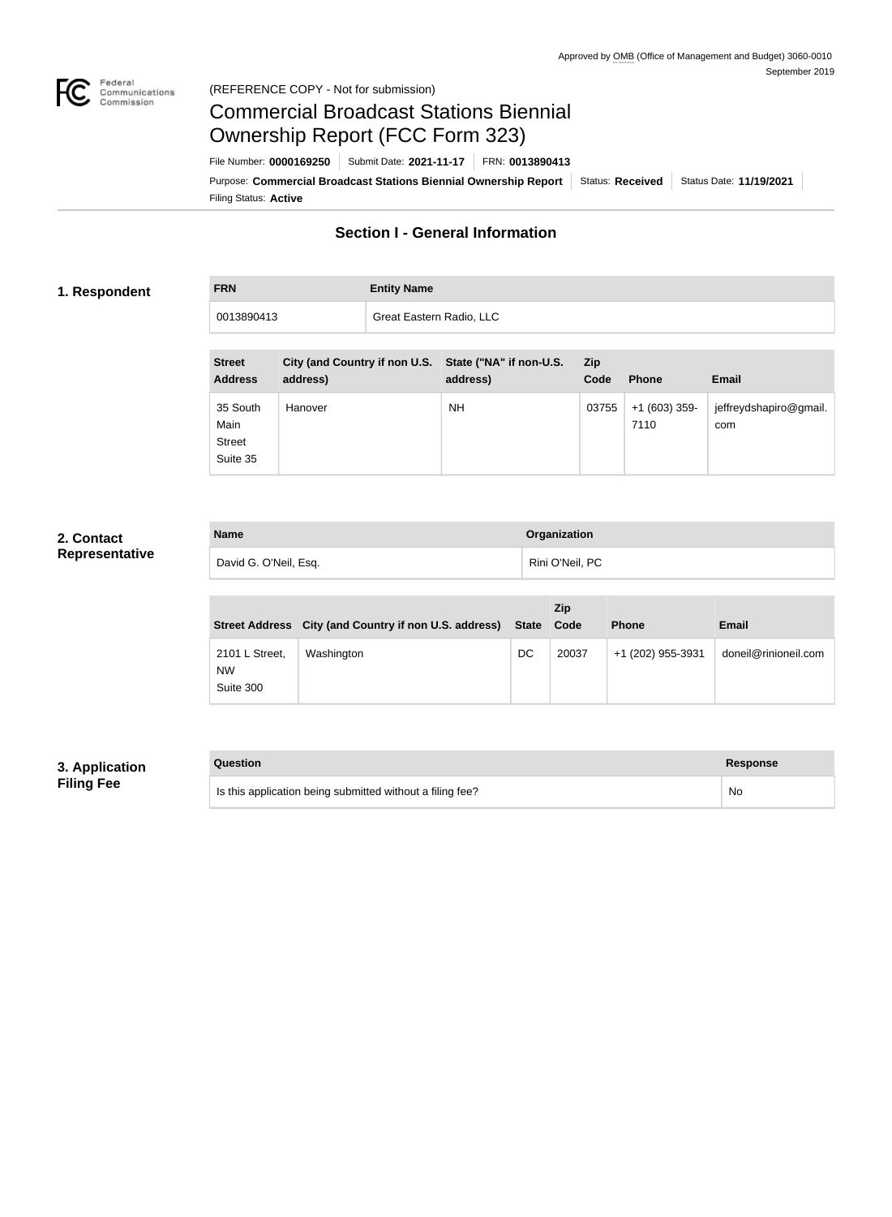Approved by OMB (Office of Management and Budget) 3060-0010
September 2019

(REFERENCE COPY - Not for submission)

# Commercial Broadcast Stations Biennial Ownership Report (FCC Form 323)

File Number: **0000169250** | Submit Date: **2021-11-17** | FRN: **0013890413**

Purpose: **Commercial Broadcast Stations Biennial Ownership Report** | Status: **Received** | Status Date: **11/19/2021**

Filing Status: **Active**

## Section I - General Information

### 1. Respondent

| FRN | Entity Name |
|---|---|
| 0013890413 | Great Eastern Radio, LLC |

| Street Address | City (and Country if non U.S. address) | State ("NA" if non-U.S. address) | Zip Code | Phone | Email |
|---|---|---|---|---|---|
| 35 South Main Street Suite 35 | Hanover | NH | 03755 | +1 (603) 359-7110 | jeffreydshapiro@gmail.com |

### 2. Contact Representative

| Name | Organization |
|---|---|
| David G. O'Neil, Esq. | Rini O'Neil, PC |

| Street Address | City (and Country if non U.S. address) | State | Zip Code | Phone | Email |
|---|---|---|---|---|---|
| 2101 L Street, NW Suite 300 | Washington | DC | 20037 | +1 (202) 955-3931 | doneil@rinioneil.com |

### 3. Application Filing Fee

| Question | Response |
|---|---|
| Is this application being submitted without a filing fee? | No |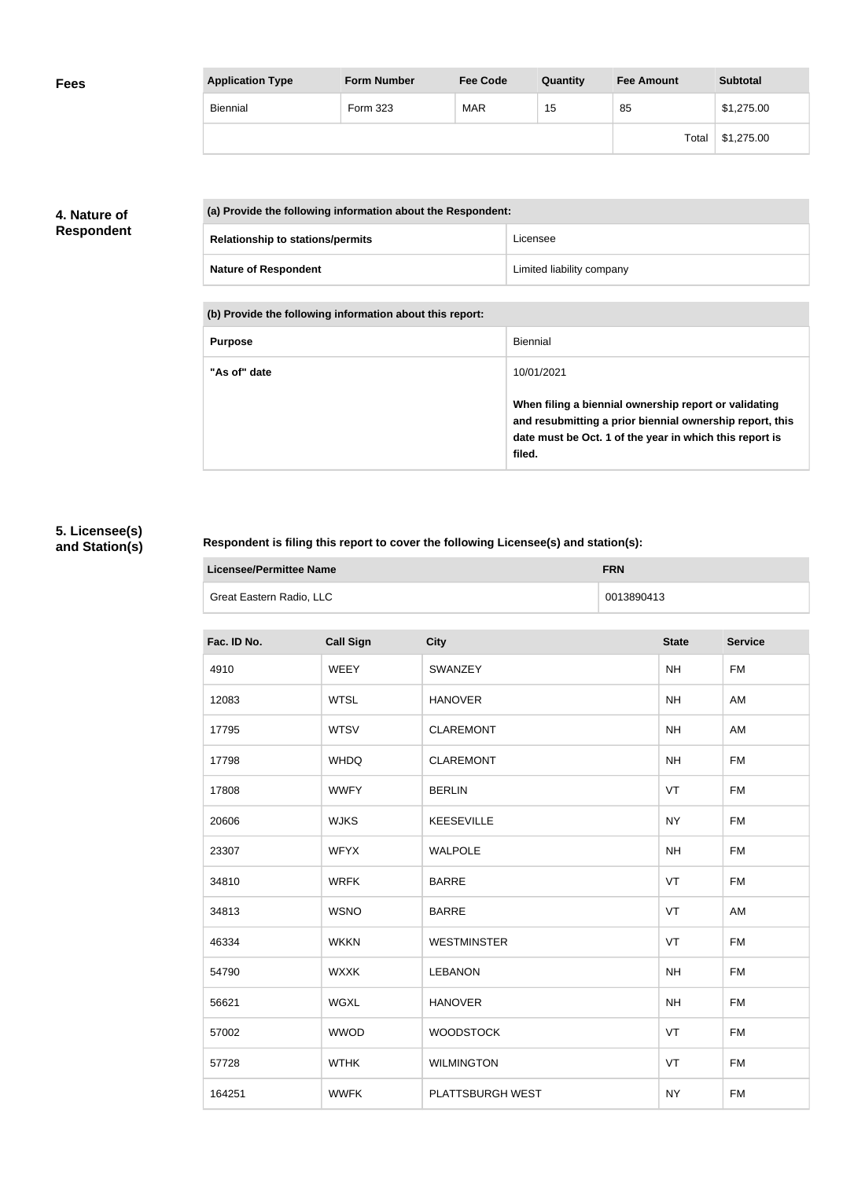## Fees

| Application Type | Form Number | Fee Code | Quantity | Fee Amount | Subtotal |
|---|---|---|---|---|---|
| Biennial | Form 323 | MAR | 15 | 85 | $1,275.00 |
| | | | | Total | $1,275.00 |

## 4. Nature of Respondent

| (a) Provide the following information about the Respondent: | |
|---|---|
| **Relationship to stations/permits** | Licensee |
| **Nature of Respondent** | Limited liability company |

| (b) Provide the following information about this report: | |
|---|---|
| **Purpose** | Biennial |
| **"As of" date** | 10/01/2021<br><br>**When filing a biennial ownership report or validating and resubmitting a prior biennial ownership report, this date must be Oct. 1 of the year in which this report is filed.** |

## 5. Licensee(s) and Station(s)

**Respondent is filing this report to cover the following Licensee(s) and station(s):**

| Licensee/Permittee Name | FRN |
|---|---|
| Great Eastern Radio, LLC | 0013890413 |

| Fac. ID No. | Call Sign | City | State | Service |
|---|---|---|---|---|
| 4910 | WEEY | SWANZEY | NH | FM |
| 12083 | WTSL | HANOVER | NH | AM |
| 17795 | WTSV | CLAREMONT | NH | AM |
| 17798 | WHDQ | CLAREMONT | NH | FM |
| 17808 | WWFY | BERLIN | VT | FM |
| 20606 | WJKS | KEESEVILLE | NY | FM |
| 23307 | WFYX | WALPOLE | NH | FM |
| 34810 | WRFK | BARRE | VT | FM |
| 34813 | WSNO | BARRE | VT | AM |
| 46334 | WKKN | WESTMINSTER | VT | FM |
| 54790 | WXXK | LEBANON | NH | FM |
| 56621 | WGXL | HANOVER | NH | FM |
| 57002 | WWOD | WOODSTOCK | VT | FM |
| 57728 | WTHK | WILMINGTON | VT | FM |
| 164251 | WWFK | PLATTSBURGH WEST | NY | FM |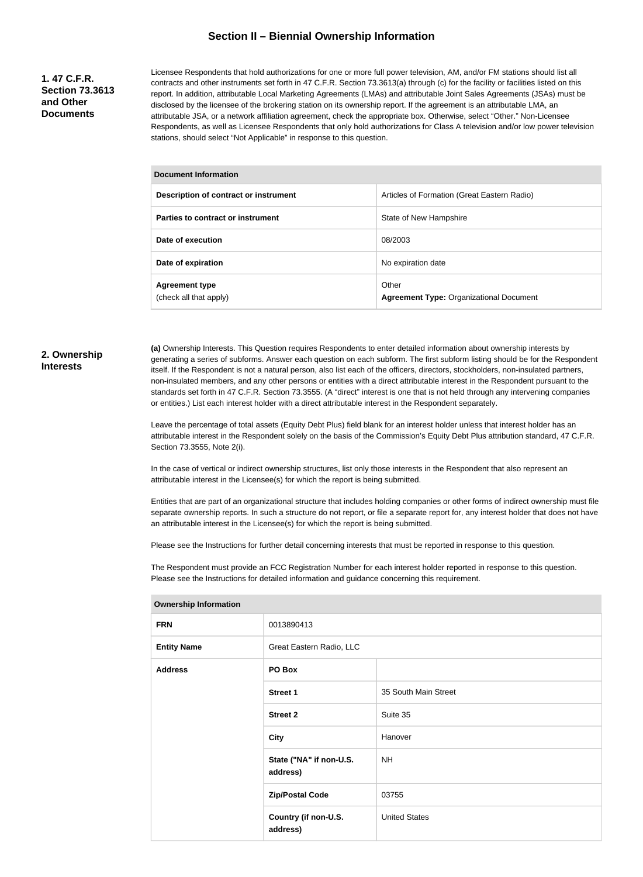# Section II – Biennial Ownership Information

## 1. 47 C.F.R. Section 73.3613 and Other Documents

Licensee Respondents that hold authorizations for one or more full power television, AM, and/or FM stations should list all contracts and other instruments set forth in 47 C.F.R. Section 73.3613(a) through (c) for the facility or facilities listed on this report. In addition, attributable Local Marketing Agreements (LMAs) and attributable Joint Sales Agreements (JSAs) must be disclosed by the licensee of the brokering station on its ownership report. If the agreement is an attributable LMA, an attributable JSA, or a network affiliation agreement, check the appropriate box. Otherwise, select "Other." Non-Licensee Respondents, as well as Licensee Respondents that only hold authorizations for Class A television and/or low power television stations, should select "Not Applicable" in response to this question.

| Document Information | |
|---|---|
| **Description of contract or instrument** | Articles of Formation (Great Eastern Radio) |
| **Parties to contract or instrument** | State of New Hampshire |
| **Date of execution** | 08/2003 |
| **Date of expiration** | No expiration date |
| **Agreement type** (check all that apply) | Other<br>**Agreement Type:** Organizational Document |

## 2. Ownership Interests

**(a)** Ownership Interests. This Question requires Respondents to enter detailed information about ownership interests by generating a series of subforms. Answer each question on each subform. The first subform listing should be for the Respondent itself. If the Respondent is not a natural person, also list each of the officers, directors, stockholders, non-insulated partners, non-insulated members, and any other persons or entities with a direct attributable interest in the Respondent pursuant to the standards set forth in 47 C.F.R. Section 73.3555. (A "direct" interest is one that is not held through any intervening companies or entities.) List each interest holder with a direct attributable interest in the Respondent separately.

Leave the percentage of total assets (Equity Debt Plus) field blank for an interest holder unless that interest holder has an attributable interest in the Respondent solely on the basis of the Commission's Equity Debt Plus attribution standard, 47 C.F.R. Section 73.3555, Note 2(i).

In the case of vertical or indirect ownership structures, list only those interests in the Respondent that also represent an attributable interest in the Licensee(s) for which the report is being submitted.

Entities that are part of an organizational structure that includes holding companies or other forms of indirect ownership must file separate ownership reports. In such a structure do not report, or file a separate report for, any interest holder that does not have an attributable interest in the Licensee(s) for which the report is being submitted.

Please see the Instructions for further detail concerning interests that must be reported in response to this question.

The Respondent must provide an FCC Registration Number for each interest holder reported in response to this question. Please see the Instructions for detailed information and guidance concerning this requirement.

| Ownership Information | | |
|---|---|---|
| **FRN** | 0013890413 | |
| **Entity Name** | Great Eastern Radio, LLC | |
| **Address** | **PO Box** | |
| | **Street 1** | 35 South Main Street |
| | **Street 2** | Suite 35 |
| | **City** | Hanover |
| | **State ("NA" if non-U.S. address)** | NH |
| | **Zip/Postal Code** | 03755 |
| | **Country (if non-U.S. address)** | United States |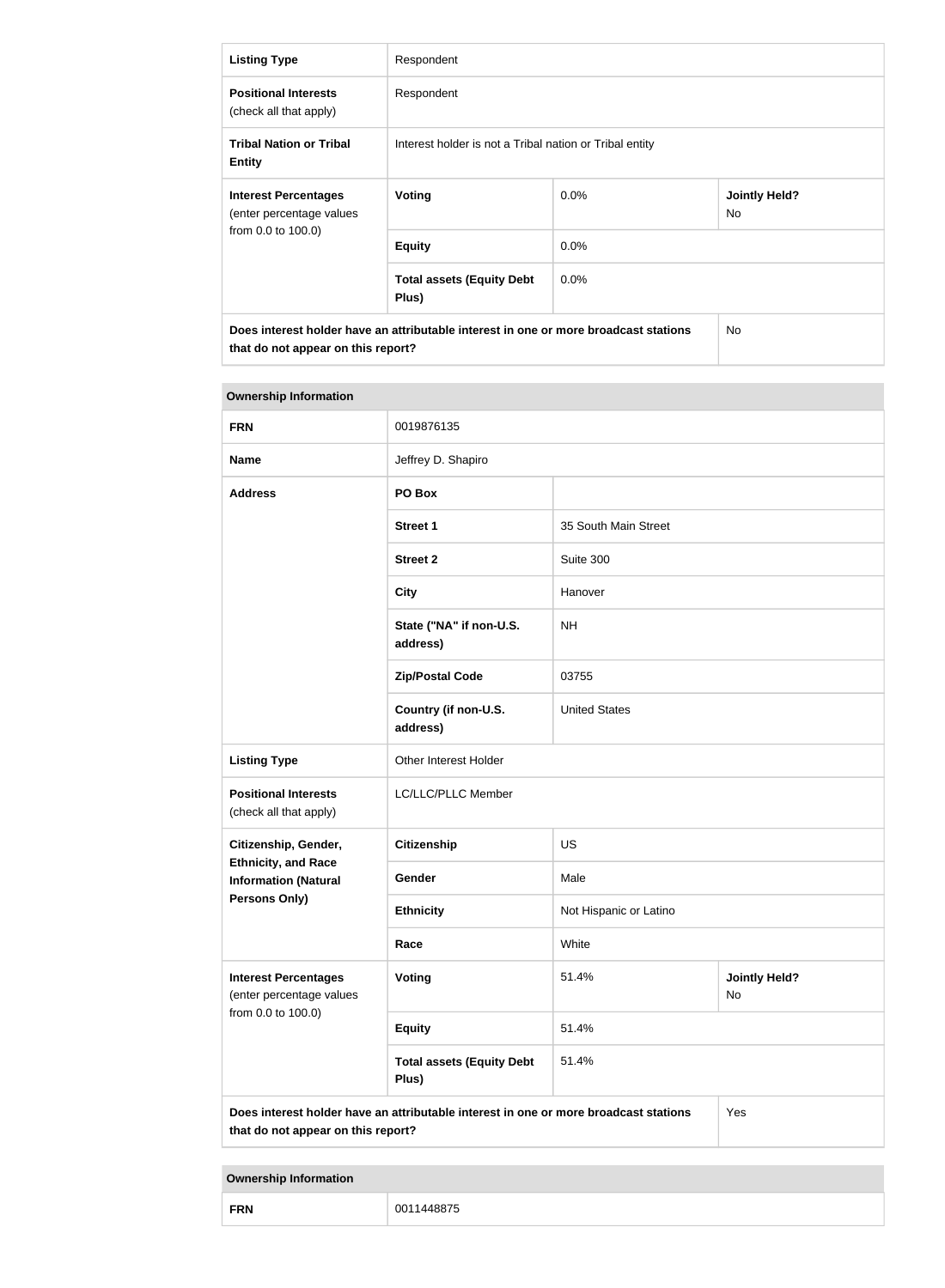| Listing Type | Respondent | | |
|---|---|---|---|
| **Positional Interests** (check all that apply) | Respondent | | |
| **Tribal Nation or Tribal Entity** | Interest holder is not a Tribal nation or Tribal entity | | |
| **Interest Percentages** (enter percentage values from 0.0 to 100.0) | **Voting** | 0.0% | **Jointly Held?** No |
| | **Equity** | 0.0% | |
| | **Total assets (Equity Debt Plus)** | 0.0% | |
| **Does interest holder have an attributable interest in one or more broadcast stations that do not appear on this report?** | | | No |

| Ownership Information | | | |
|---|---|---|---|
| **FRN** | 0019876135 | | |
| **Name** | Jeffrey D. Shapiro | | |
| **Address** | **PO Box** | | |
| | **Street 1** | 35 South Main Street | |
| | **Street 2** | Suite 300 | |
| | **City** | Hanover | |
| | **State ("NA" if non-U.S. address)** | NH | |
| | **Zip/Postal Code** | 03755 | |
| | **Country (if non-U.S. address)** | United States | |
| **Listing Type** | Other Interest Holder | | |
| **Positional Interests** (check all that apply) | LC/LLC/PLLC Member | | |
| **Citizenship, Gender, Ethnicity, and Race Information (Natural Persons Only)** | **Citizenship** | US | |
| | **Gender** | Male | |
| | **Ethnicity** | Not Hispanic or Latino | |
| | **Race** | White | |
| **Interest Percentages** (enter percentage values from 0.0 to 100.0) | **Voting** | 51.4% | **Jointly Held?** No |
| | **Equity** | 51.4% | |
| | **Total assets (Equity Debt Plus)** | 51.4% | |
| **Does interest holder have an attributable interest in one or more broadcast stations that do not appear on this report?** | | | Yes |

| Ownership Information | |
|---|---|
| **FRN** | 0011448875 |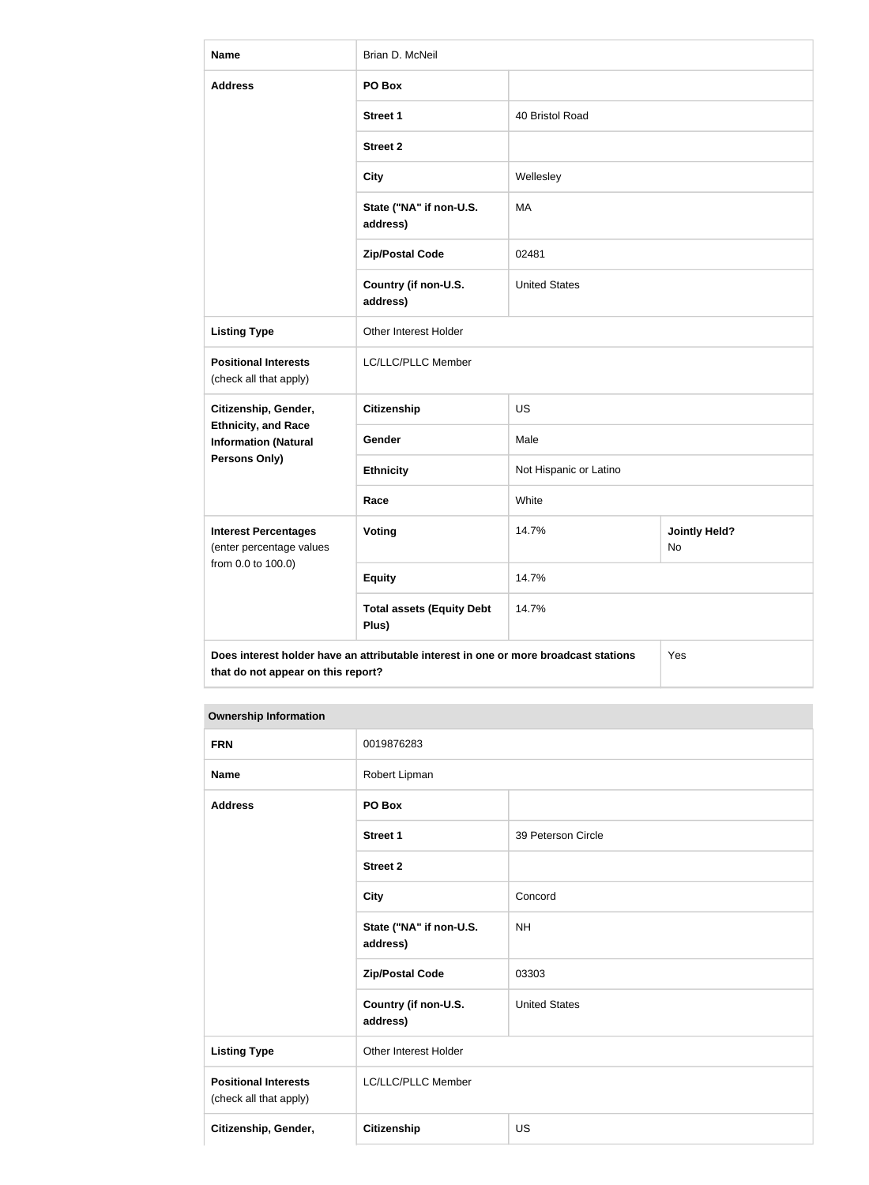| Name | Brian D. McNeil | | |
|---|---|---|---|
| Address | PO Box | | |
| | Street 1 | 40 Bristol Road | |
| | Street 2 | | |
| | City | Wellesley | |
| | State ("NA" if non-U.S. address) | MA | |
| | Zip/Postal Code | 02481 | |
| | Country (if non-U.S. address) | United States | |
| Listing Type | Other Interest Holder | | |
| Positional Interests (check all that apply) | LC/LLC/PLLC Member | | |
| Citizenship, Gender, Ethnicity, and Race Information (Natural Persons Only) | Citizenship | US | |
| | Gender | Male | |
| | Ethnicity | Not Hispanic or Latino | |
| | Race | White | |
| Interest Percentages (enter percentage values from 0.0 to 100.0) | Voting | 14.7% | Jointly Held? No |
| | Equity | 14.7% | |
| | Total assets (Equity Debt Plus) | 14.7% | |
| Does interest holder have an attributable interest in one or more broadcast stations that do not appear on this report? | | | Yes |

**Ownership Information**

| FRN | 0019876283 | |
|---|---|---|
| Name | Robert Lipman | |
| Address | PO Box | |
| | Street 1 | 39 Peterson Circle |
| | Street 2 | |
| | City | Concord |
| | State ("NA" if non-U.S. address) | NH |
| | Zip/Postal Code | 03303 |
| | Country (if non-U.S. address) | United States |
| Listing Type | Other Interest Holder | |
| Positional Interests (check all that apply) | LC/LLC/PLLC Member | |
| Citizenship, Gender, | Citizenship | US |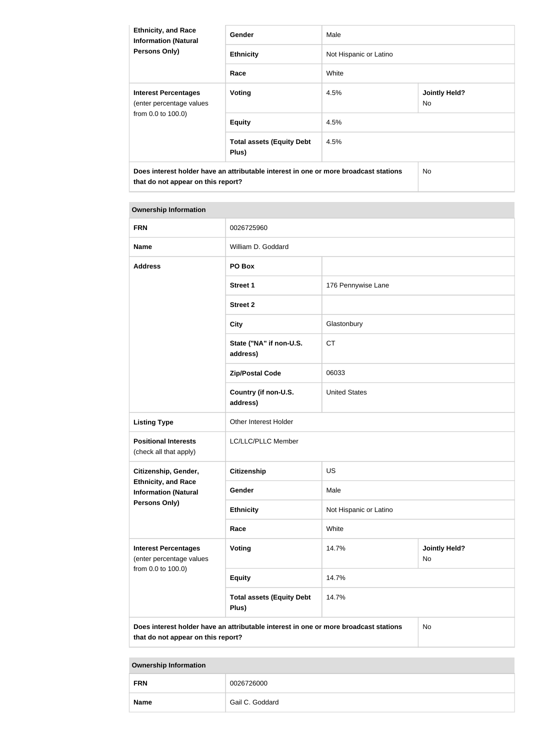| Ethnicity, and Race Information (Natural Persons Only) | Gender | Male | |
|---|---|---|---|
| | Ethnicity | Not Hispanic or Latino | |
| | Race | White | |
| **Interest Percentages** (enter percentage values from 0.0 to 100.0) | Voting | 4.5% | Jointly Held? No |
| | Equity | 4.5% | |
| | Total assets (Equity Debt Plus) | 4.5% | |
| **Does interest holder have an attributable interest in one or more broadcast stations that do not appear on this report?** | | | No |

| Ownership Information | | | |
|---|---|---|---|
| **FRN** | 0026725960 | | |
| **Name** | William D. Goddard | | |
| **Address** | PO Box | | |
| | Street 1 | 176 Pennywise Lane | |
| | Street 2 | | |
| | City | Glastonbury | |
| | State ("NA" if non-U.S. address) | CT | |
| | Zip/Postal Code | 06033 | |
| | Country (if non-U.S. address) | United States | |
| **Listing Type** | Other Interest Holder | | |
| **Positional Interests** (check all that apply) | LC/LLC/PLLC Member | | |
| **Citizenship, Gender, Ethnicity, and Race Information (Natural Persons Only)** | Citizenship | US | |
| | Gender | Male | |
| | Ethnicity | Not Hispanic or Latino | |
| | Race | White | |
| **Interest Percentages** (enter percentage values from 0.0 to 100.0) | Voting | 14.7% | Jointly Held? No |
| | Equity | 14.7% | |
| | Total assets (Equity Debt Plus) | 14.7% | |
| **Does interest holder have an attributable interest in one or more broadcast stations that do not appear on this report?** | | | No |

| Ownership Information | |
|---|---|
| **FRN** | 0026726000 |
| **Name** | Gail C. Goddard |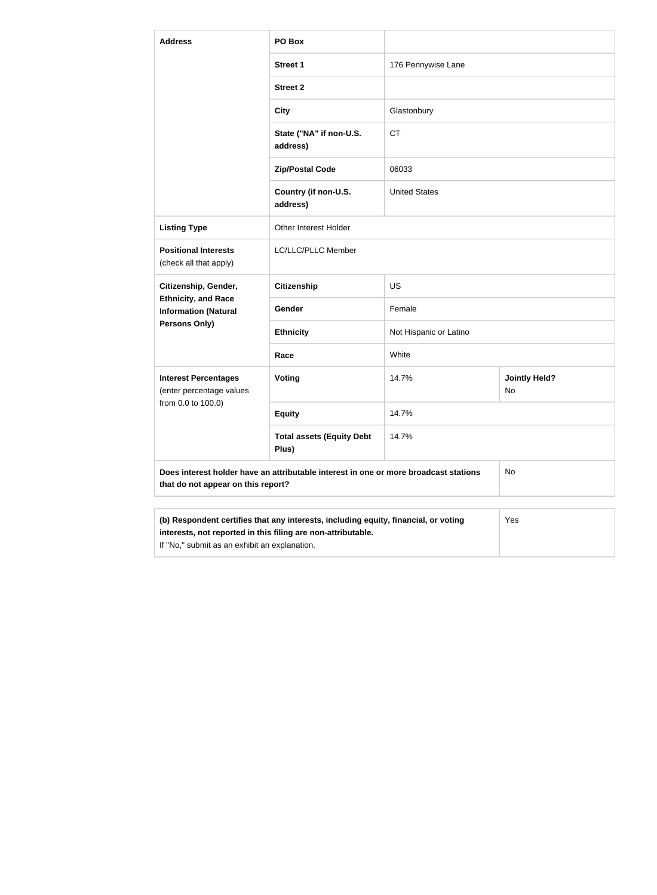| | | | |
|---|---|---|---|
| **Address** | **PO Box** | | |
| | **Street 1** | 176 Pennywise Lane | |
| | **Street 2** | | |
| | **City** | Glastonbury | |
| | **State ("NA" if non-U.S. address)** | CT | |
| | **Zip/Postal Code** | 06033 | |
| | **Country (if non-U.S. address)** | United States | |
| **Listing Type** | Other Interest Holder | | |
| **Positional Interests** (check all that apply) | LC/LLC/PLLC Member | | |
| **Citizenship, Gender, Ethnicity, and Race Information (Natural Persons Only)** | **Citizenship** | US | |
| | **Gender** | Female | |
| | **Ethnicity** | Not Hispanic or Latino | |
| | **Race** | White | |
| **Interest Percentages** (enter percentage values from 0.0 to 100.0) | **Voting** | 14.7% | **Jointly Held?** No |
| | **Equity** | 14.7% | |
| | **Total assets (Equity Debt Plus)** | 14.7% | |
| **Does interest holder have an attributable interest in one or more broadcast stations that do not appear on this report?** | | | No |

| | |
|---|---|
| **(b) Respondent certifies that any interests, including equity, financial, or voting interests, not reported in this filing are non-attributable.** If "No," submit as an exhibit an explanation. | Yes |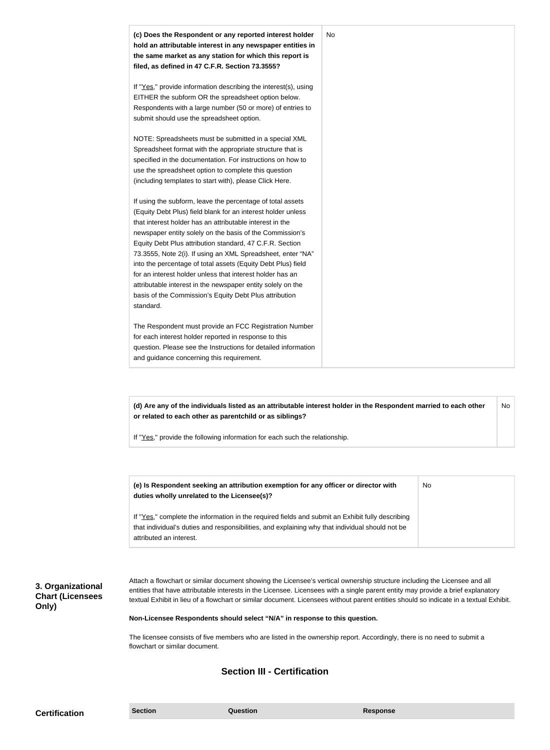| (c) Does the Respondent or any reported interest holder hold an attributable interest in any newspaper entities in the same market as any station for which this report is filed, as defined in 47 C.F.R. Section 73.3555?<br><br>If "Yes," provide information describing the interest(s), using EITHER the subform OR the spreadsheet option below. Respondents with a large number (50 or more) of entries to submit should use the spreadsheet option.<br><br>NOTE: Spreadsheets must be submitted in a special XML Spreadsheet format with the appropriate structure that is specified in the documentation. For instructions on how to use the spreadsheet option to complete this question (including templates to start with), please Click Here.<br><br>If using the subform, leave the percentage of total assets (Equity Debt Plus) field blank for an interest holder unless that interest holder has an attributable interest in the newspaper entity solely on the basis of the Commission's Equity Debt Plus attribution standard, 47 C.F.R. Section 73.3555, Note 2(i). If using an XML Spreadsheet, enter "NA" into the percentage of total assets (Equity Debt Plus) field for an interest holder unless that interest holder has an attributable interest in the newspaper entity solely on the basis of the Commission's Equity Debt Plus attribution standard.<br><br>The Respondent must provide an FCC Registration Number for each interest holder reported in response to this question. Please see the Instructions for detailed information and guidance concerning this requirement. | No |
|---|---|

| (d) Are any of the individuals listed as an attributable interest holder in the Respondent married to each other or related to each other as parentchild or as siblings?<br><br>If "Yes," provide the following information for each such the relationship. | No |
|---|---|

| (e) Is Respondent seeking an attribution exemption for any officer or director with duties wholly unrelated to the Licensee(s)?<br><br>If "Yes," complete the information in the required fields and submit an Exhibit fully describing that individual's duties and responsibilities, and explaining why that individual should not be attributed an interest. | No |
|---|---|

**3. Organizational Chart (Licensees Only)**

Attach a flowchart or similar document showing the Licensee's vertical ownership structure including the Licensee and all entities that have attributable interests in the Licensee. Licensees with a single parent entity may provide a brief explanatory textual Exhibit in lieu of a flowchart or similar document. Licensees without parent entities should so indicate in a textual Exhibit.

**Non-Licensee Respondents should select "N/A" in response to this question.**

The licensee consists of five members who are listed in the ownership report. Accordingly, there is no need to submit a flowchart or similar document.

## Section III - Certification

**Certification**

| Section | Question | Response |
|---|---|---|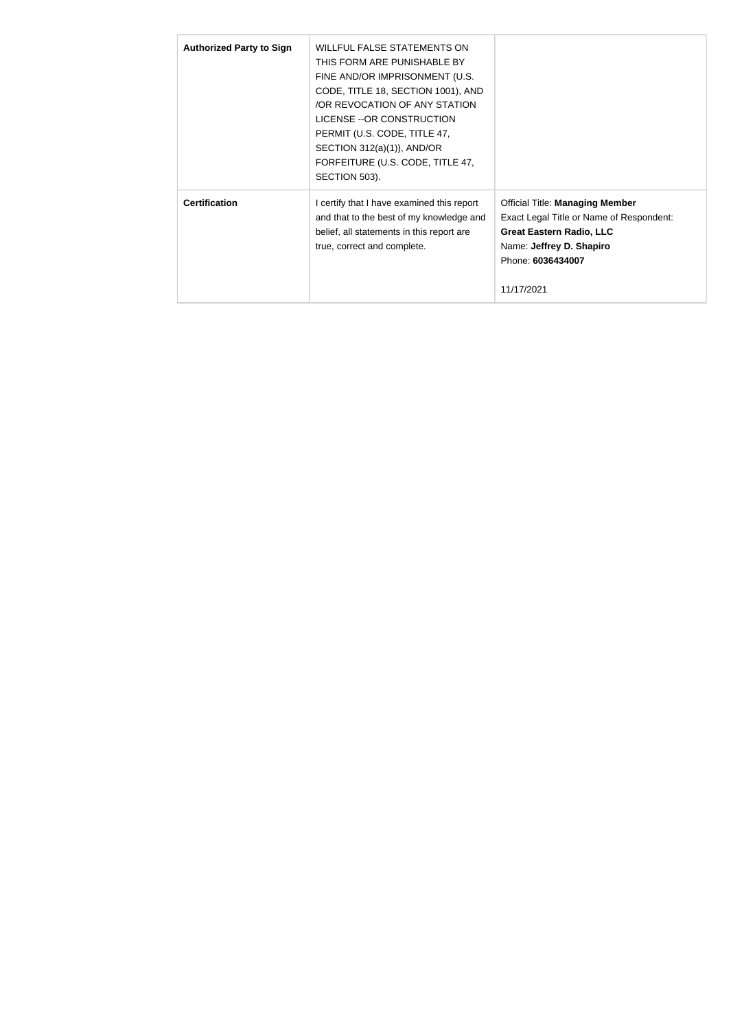| | | |
|---|---|---|
| **Authorized Party to Sign** | WILLFUL FALSE STATEMENTS ON THIS FORM ARE PUNISHABLE BY FINE AND/OR IMPRISONMENT (U.S. CODE, TITLE 18, SECTION 1001), AND /OR REVOCATION OF ANY STATION LICENSE --OR CONSTRUCTION PERMIT (U.S. CODE, TITLE 47, SECTION 312(a)(1)), AND/OR FORFEITURE (U.S. CODE, TITLE 47, SECTION 503). | |
| **Certification** | I certify that I have examined this report and that to the best of my knowledge and belief, all statements in this report are true, correct and complete. | Official Title: **Managing Member**<br>Exact Legal Title or Name of Respondent: **Great Eastern Radio, LLC**<br>Name: **Jeffrey D. Shapiro**<br>Phone: **6036434007**<br><br>11/17/2021 |